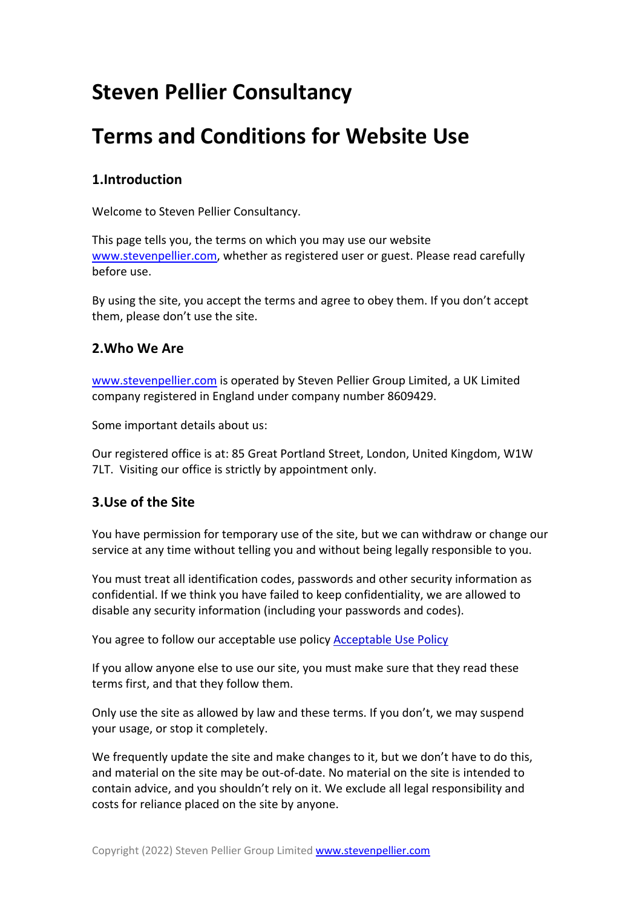# Steven Pellier Consultancy

# Terms and Conditions for Website Use

## 1.Introduction

Welcome to Steven Pellier Consultancy.

This page tells you, the terms on which you may use our website www.stevenpellier.com, whether as registered user or guest. Please read carefully before use.

By using the site, you accept the terms and agree to obey them. If you don't accept them, please don't use the site.

## 2.Who We Are

www.stevenpellier.com is operated by Steven Pellier Group Limited, a UK Limited company registered in England under company number 8609429.

Some important details about us:

Our registered office is at: 85 Great Portland Street, London, United Kingdom, W1W 7LT. Visiting our office is strictly by appointment only.

## 3.Use of the Site

You have permission for temporary use of the site, but we can withdraw or change our service at any time without telling you and without being legally responsible to you.

You must treat all identification codes, passwords and other security information as confidential. If we think you have failed to keep confidentiality, we are allowed to disable any security information (including your passwords and codes).

You agree to follow our acceptable use policy Acceptable Use Policy

If you allow anyone else to use our site, you must make sure that they read these terms first, and that they follow them.

Only use the site as allowed by law and these terms. If you don't, we may suspend your usage, or stop it completely.

We frequently update the site and make changes to it, but we don't have to do this, and material on the site may be out-of-date. No material on the site is intended to contain advice, and you shouldn't rely on it. We exclude all legal responsibility and costs for reliance placed on the site by anyone.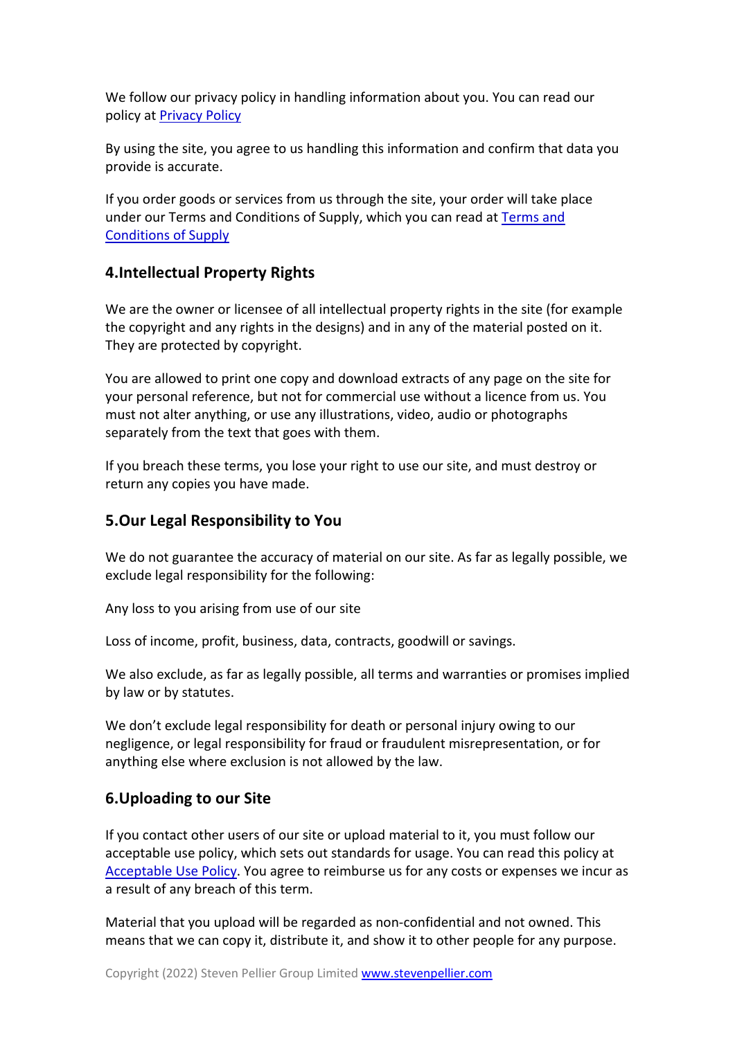We follow our privacy policy in handling information about you. You can read our policy at [Privacy Policy]

By using the site, you agree to us handling this information and confirm that data you provide is accurate.

If you order goods or services from us through the site, your order will take place under our Terms and Conditions of Supply, which you can read at [Terms and Conditions of Supply]

## 4.Intellectual Property Rights

We are the owner or licensee of all intellectual property rights in the site (for example the copyright and any rights in the designs) and in any of the material posted on it. They are protected by copyright.

You are allowed to print one copy and download extracts of any page on the site for your personal reference, but not for commercial use without a licence from us. You must not alter anything, or use any illustrations, video, audio or photographs separately from the text that goes with them.

If you breach these terms, you lose your right to use our site, and must destroy or return any copies you have made.

## 5.Our Legal Responsibility to You

We do not guarantee the accuracy of material on our site. As far as legally possible, we exclude legal responsibility for the following:

Any loss to you arising from use of our site

Loss of income, profit, business, data, contracts, goodwill or savings.

We also exclude, as far as legally possible, all terms and warranties or promises implied by law or by statutes.

We don't exclude legal responsibility for death or personal injury owing to our negligence, or legal responsibility for fraud or fraudulent misrepresentation, or for anything else where exclusion is not allowed by the law.

## 6.Uploading to our Site

If you contact other users of our site or upload material to it, you must follow our acceptable use policy, which sets out standards for usage. You can read this policy at [Acceptable Use Policy]. You agree to reimburse us for any costs or expenses we incur as a result of any breach of this term.

Material that you upload will be regarded as non-confidential and not owned. This means that we can copy it, distribute it, and show it to other people for any purpose.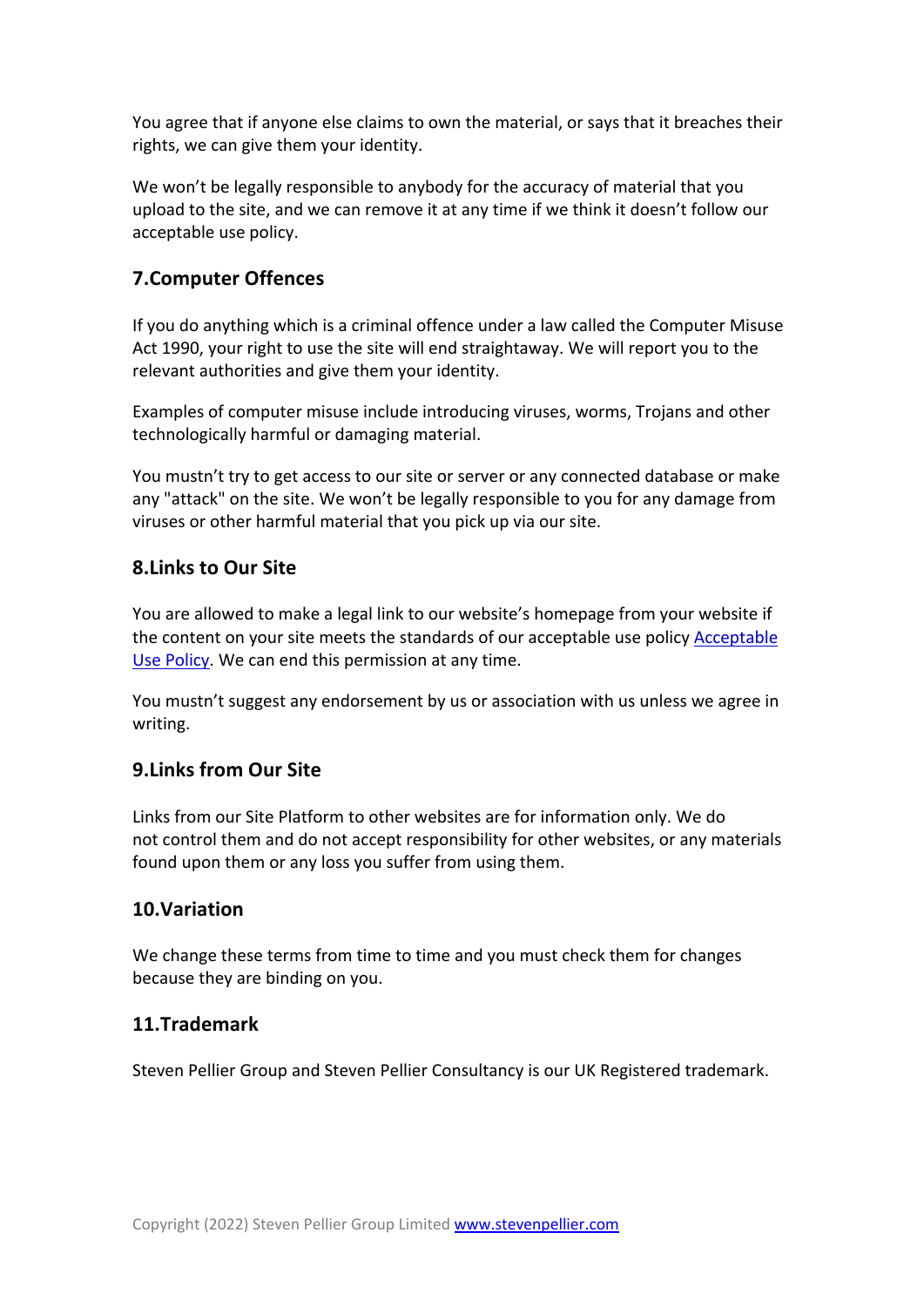You agree that if anyone else claims to own the material, or says that it breaches their rights, we can give them your identity.

We won't be legally responsible to anybody for the accuracy of material that you upload to the site, and we can remove it at any time if we think it doesn't follow our acceptable use policy.

## 7.Computer Offences

If you do anything which is a criminal offence under a law called the Computer Misuse Act 1990, your right to use the site will end straightaway. We will report you to the relevant authorities and give them your identity.

Examples of computer misuse include introducing viruses, worms, Trojans and other technologically harmful or damaging material.

You mustn't try to get access to our site or server or any connected database or make any "attack" on the site. We won't be legally responsible to you for any damage from viruses or other harmful material that you pick up via our site.

## 8.Links to Our Site

You are allowed to make a legal link to our website's homepage from your website if the content on your site meets the standards of our acceptable use policy [Acceptable Use Policy](). We can end this permission at any time.

You mustn't suggest any endorsement by us or association with us unless we agree in writing.

## 9.Links from Our Site

Links from our Site Platform to other websites are for information only. We do not control them and do not accept responsibility for other websites, or any materials found upon them or any loss you suffer from using them.

## 10.Variation

We change these terms from time to time and you must check them for changes because they are binding on you.

## 11.Trademark

Steven Pellier Group and Steven Pellier Consultancy is our UK Registered trademark.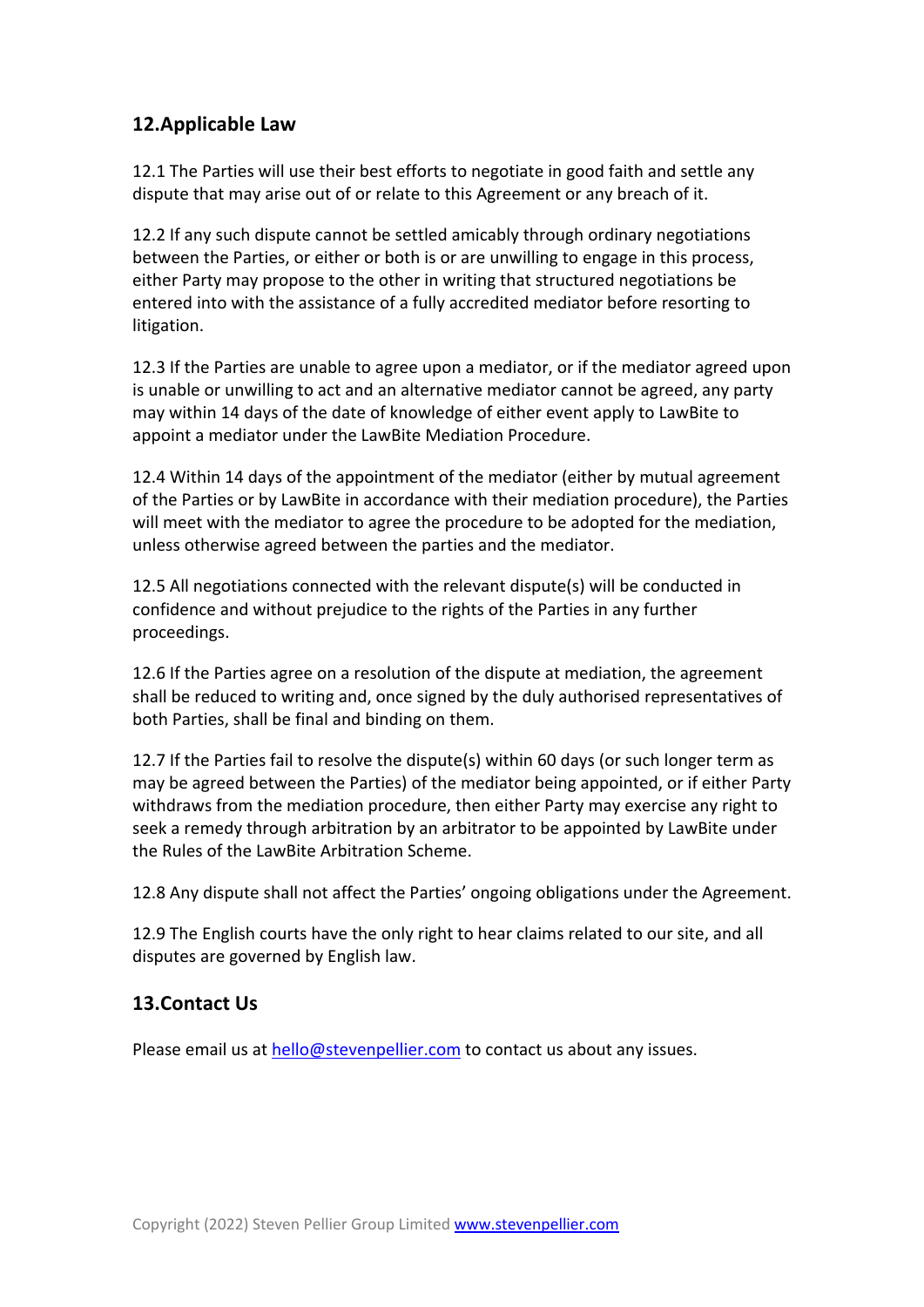## 12.Applicable Law

12.1 The Parties will use their best efforts to negotiate in good faith and settle any dispute that may arise out of or relate to this Agreement or any breach of it.

12.2 If any such dispute cannot be settled amicably through ordinary negotiations between the Parties, or either or both is or are unwilling to engage in this process, either Party may propose to the other in writing that structured negotiations be entered into with the assistance of a fully accredited mediator before resorting to litigation.

12.3 If the Parties are unable to agree upon a mediator, or if the mediator agreed upon is unable or unwilling to act and an alternative mediator cannot be agreed, any party may within 14 days of the date of knowledge of either event apply to LawBite to appoint a mediator under the LawBite Mediation Procedure.

12.4 Within 14 days of the appointment of the mediator (either by mutual agreement of the Parties or by LawBite in accordance with their mediation procedure), the Parties will meet with the mediator to agree the procedure to be adopted for the mediation, unless otherwise agreed between the parties and the mediator.

12.5 All negotiations connected with the relevant dispute(s) will be conducted in confidence and without prejudice to the rights of the Parties in any further proceedings.

12.6 If the Parties agree on a resolution of the dispute at mediation, the agreement shall be reduced to writing and, once signed by the duly authorised representatives of both Parties, shall be final and binding on them.

12.7 If the Parties fail to resolve the dispute(s) within 60 days (or such longer term as may be agreed between the Parties) of the mediator being appointed, or if either Party withdraws from the mediation procedure, then either Party may exercise any right to seek a remedy through arbitration by an arbitrator to be appointed by LawBite under the Rules of the LawBite Arbitration Scheme.

12.8 Any dispute shall not affect the Parties' ongoing obligations under the Agreement.

12.9 The English courts have the only right to hear claims related to our site, and all disputes are governed by English law.

## 13.Contact Us

Please email us at hello@stevenpellier.com to contact us about any issues.